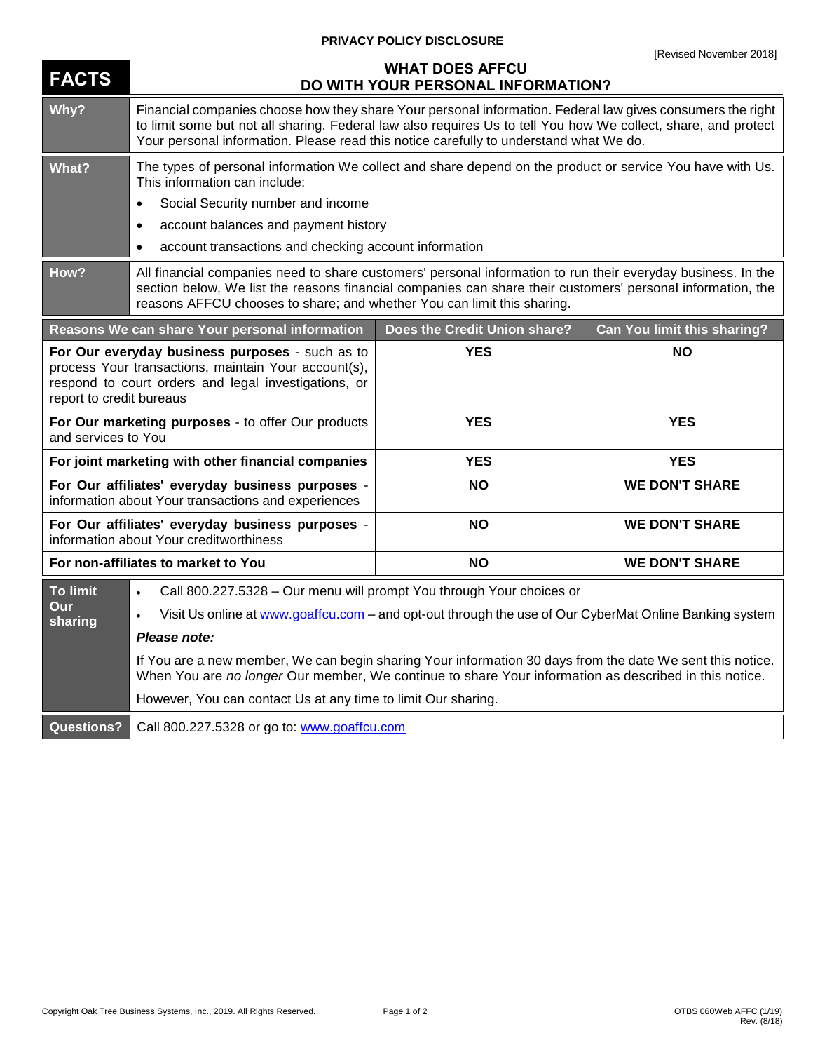**PRIVACY POLICY DISCLOSURE**

[Revised November 2018]

# FACTS — WHAT DOES AFFCU DO WITH YOUR PERSONAL INFORMATION?

| | |
|---|---|
| **Why?** | Financial companies choose how they share Your personal information. Federal law gives consumers the right to limit some but not all sharing. Federal law also requires Us to tell You how We collect, share, and protect Your personal information. Please read this notice carefully to understand what We do. |
| **What?** | The types of personal information We collect and share depend on the product or service You have with Us. This information can include:<br>• Social Security number and income<br>• account balances and payment history<br>• account transactions and checking account information |
| **How?** | All financial companies need to share customers' personal information to run their everyday business. In the section below, We list the reasons financial companies can share their customers' personal information, the reasons AFFCU chooses to share; and whether You can limit this sharing. |

| Reasons We can share Your personal information | Does the Credit Union share? | Can You limit this sharing? |
|---|---|---|
| **For Our everyday business purposes** - such as to process Your transactions, maintain Your account(s), respond to court orders and legal investigations, or report to credit bureaus | YES | NO |
| **For Our marketing purposes** - to offer Our products and services to You | YES | YES |
| **For joint marketing with other financial companies** | YES | YES |
| **For Our affiliates' everyday business purposes** - information about Your transactions and experiences | NO | WE DON'T SHARE |
| **For Our affiliates' everyday business purposes** - information about Your creditworthiness | NO | WE DON'T SHARE |
| **For non-affiliates to market to You** | NO | WE DON'T SHARE |

| | |
|---|---|
| **To limit Our sharing** | • Call 800.227.5328 – Our menu will prompt You through Your choices or<br>• Visit Us online at www.goaffcu.com – and opt-out through the use of Our CyberMat Online Banking system<br>***Please note:***<br>If You are a new member, We can begin sharing Your information 30 days from the date We sent this notice. When You are *no longer* Our member, We continue to share Your information as described in this notice.<br>However, You can contact Us at any time to limit Our sharing. |
| **Questions?** | Call 800.227.5328 or go to: www.goaffcu.com |

Copyright Oak Tree Business Systems, Inc., 2019. All Rights Reserved. OTBS 060Web AFFC (1/19) Rev. (8/18)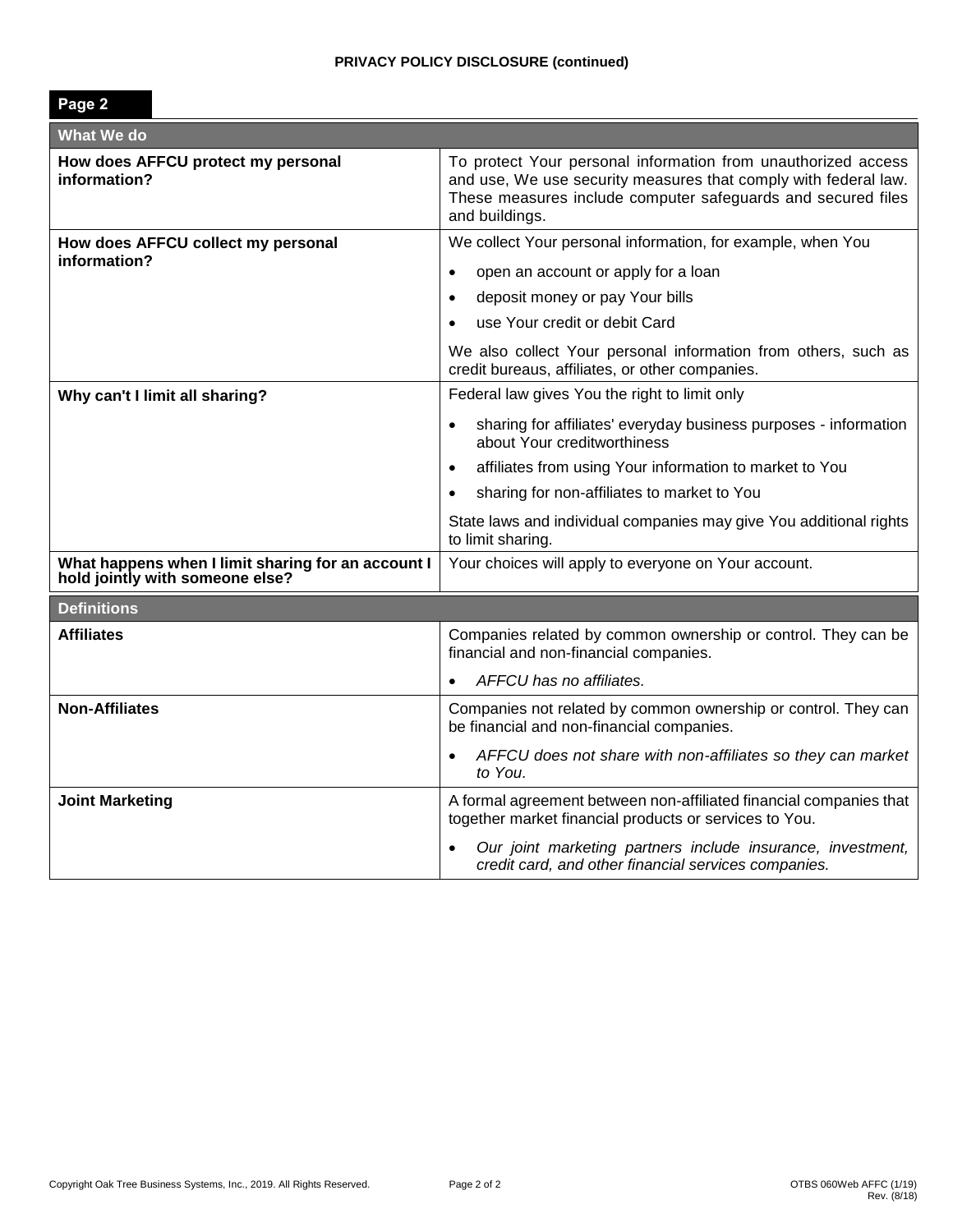**PRIVACY POLICY DISCLOSURE (continued)**

**Page 2**

| What We do | |
|---|---|
| **How does AFFCU protect my personal information?** | To protect Your personal information from unauthorized access and use, We use security measures that comply with federal law. These measures include computer safeguards and secured files and buildings. |
| **How does AFFCU collect my personal information?** | We collect Your personal information, for example, when You<br>• open an account or apply for a loan<br>• deposit money or pay Your bills<br>• use Your credit or debit Card<br><br>We also collect Your personal information from others, such as credit bureaus, affiliates, or other companies. |
| **Why can't I limit all sharing?** | Federal law gives You the right to limit only<br>• sharing for affiliates' everyday business purposes - information about Your creditworthiness<br>• affiliates from using Your information to market to You<br>• sharing for non-affiliates to market to You<br><br>State laws and individual companies may give You additional rights to limit sharing. |
| **What happens when I limit sharing for an account I hold jointly with someone else?** | Your choices will apply to everyone on Your account. |

| Definitions | |
|---|---|
| **Affiliates** | Companies related by common ownership or control. They can be financial and non-financial companies.<br>• *AFFCU has no affiliates.* |
| **Non-Affiliates** | Companies not related by common ownership or control. They can be financial and non-financial companies.<br>• *AFFCU does not share with non-affiliates so they can market to You.* |
| **Joint Marketing** | A formal agreement between non-affiliated financial companies that together market financial products or services to You.<br>• *Our joint marketing partners include insurance, investment, credit card, and other financial services companies.* |

Copyright Oak Tree Business Systems, Inc., 2019. All Rights Reserved. OTBS 060Web AFFC (1/19) Rev. (8/18)